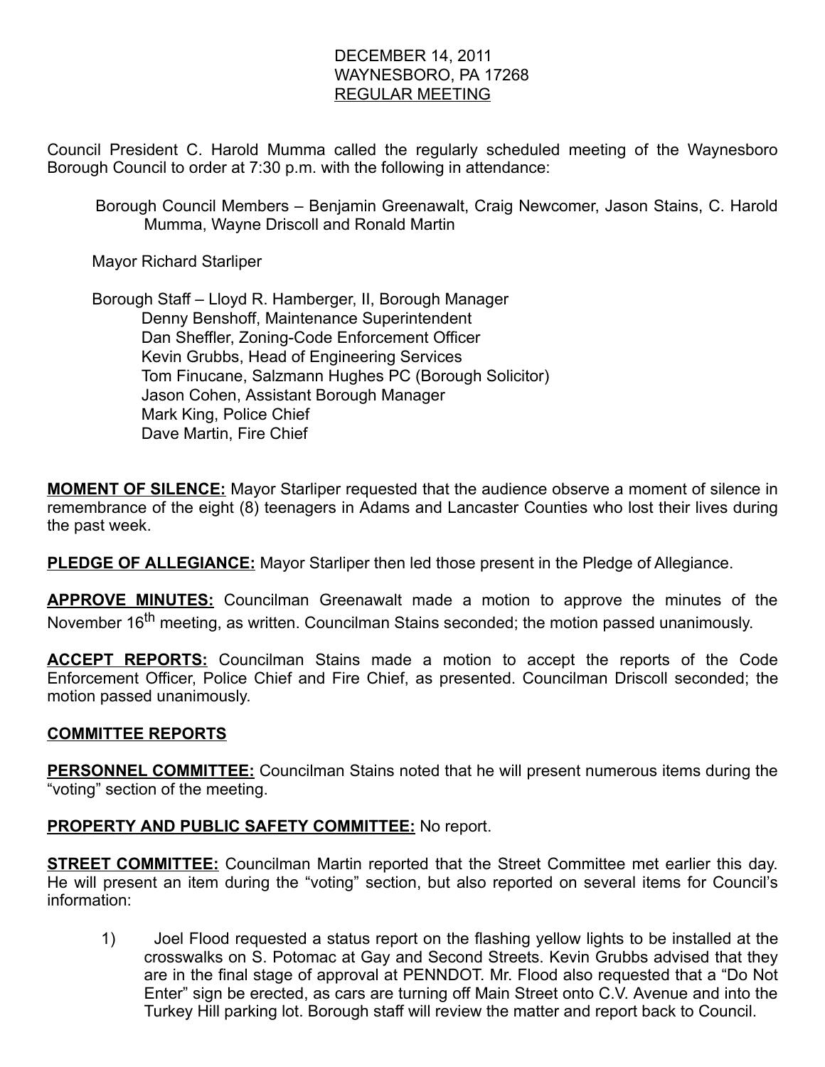DECEMBER 14, 2011
WAYNESBORO, PA 17268
REGULAR MEETING

Council President C. Harold Mumma called the regularly scheduled meeting of the Waynesboro Borough Council to order at 7:30 p.m. with the following in attendance:

Borough Council Members – Benjamin Greenawalt, Craig Newcomer, Jason Stains, C. Harold Mumma, Wayne Driscoll and Ronald Martin

Mayor Richard Starliper

Borough Staff – Lloyd R. Hamberger, II, Borough Manager
Denny Benshoff, Maintenance Superintendent
Dan Sheffler, Zoning-Code Enforcement Officer
Kevin Grubbs, Head of Engineering Services
Tom Finucane, Salzmann Hughes PC (Borough Solicitor)
Jason Cohen, Assistant Borough Manager
Mark King, Police Chief
Dave Martin, Fire Chief

**MOMENT OF SILENCE:** Mayor Starliper requested that the audience observe a moment of silence in remembrance of the eight (8) teenagers in Adams and Lancaster Counties who lost their lives during the past week.

**PLEDGE OF ALLEGIANCE:** Mayor Starliper then led those present in the Pledge of Allegiance.

**APPROVE MINUTES:** Councilman Greenawalt made a motion to approve the minutes of the November 16th meeting, as written. Councilman Stains seconded; the motion passed unanimously.

**ACCEPT REPORTS:** Councilman Stains made a motion to accept the reports of the Code Enforcement Officer, Police Chief and Fire Chief, as presented. Councilman Driscoll seconded; the motion passed unanimously.

**COMMITTEE REPORTS**

**PERSONNEL COMMITTEE:** Councilman Stains noted that he will present numerous items during the "voting" section of the meeting.

**PROPERTY AND PUBLIC SAFETY COMMITTEE:** No report.

**STREET COMMITTEE:** Councilman Martin reported that the Street Committee met earlier this day. He will present an item during the "voting" section, but also reported on several items for Council's information:

1) Joel Flood requested a status report on the flashing yellow lights to be installed at the crosswalks on S. Potomac at Gay and Second Streets. Kevin Grubbs advised that they are in the final stage of approval at PENNDOT. Mr. Flood also requested that a "Do Not Enter" sign be erected, as cars are turning off Main Street onto C.V. Avenue and into the Turkey Hill parking lot. Borough staff will review the matter and report back to Council.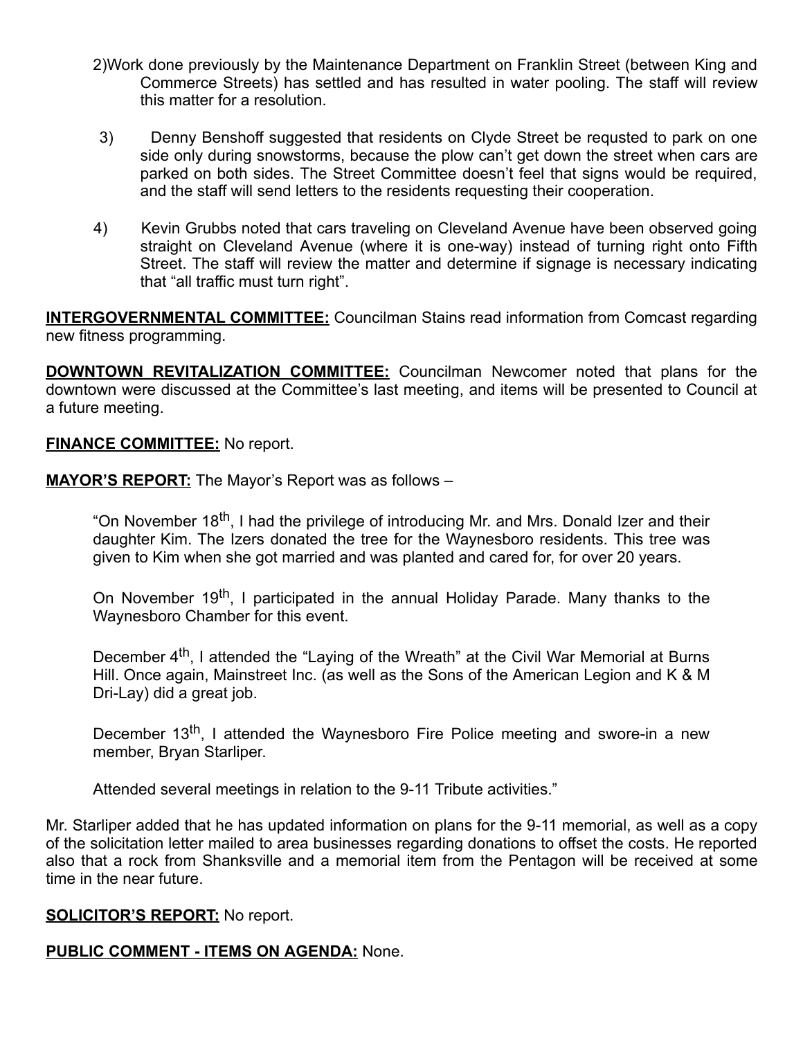2) Work done previously by the Maintenance Department on Franklin Street (between King and Commerce Streets) has settled and has resulted in water pooling. The staff will review this matter for a resolution.

3) Denny Benshoff suggested that residents on Clyde Street be requsted to park on one side only during snowstorms, because the plow can't get down the street when cars are parked on both sides. The Street Committee doesn't feel that signs would be required, and the staff will send letters to the residents requesting their cooperation.

4) Kevin Grubbs noted that cars traveling on Cleveland Avenue have been observed going straight on Cleveland Avenue (where it is one-way) instead of turning right onto Fifth Street. The staff will review the matter and determine if signage is necessary indicating that "all traffic must turn right".

**INTERGOVERNMENTAL COMMITTEE:** Councilman Stains read information from Comcast regarding new fitness programming.

**DOWNTOWN REVITALIZATION COMMITTEE:** Councilman Newcomer noted that plans for the downtown were discussed at the Committee's last meeting, and items will be presented to Council at a future meeting.

**FINANCE COMMITTEE:** No report.

**MAYOR'S REPORT:** The Mayor's Report was as follows –

> "On November 18th, I had the privilege of introducing Mr. and Mrs. Donald Izer and their daughter Kim. The Izers donated the tree for the Waynesboro residents. This tree was given to Kim when she got married and was planted and cared for, for over 20 years.
>
> On November 19th, I participated in the annual Holiday Parade. Many thanks to the Waynesboro Chamber for this event.
>
> December 4th, I attended the "Laying of the Wreath" at the Civil War Memorial at Burns Hill. Once again, Mainstreet Inc. (as well as the Sons of the American Legion and K & M Dri-Lay) did a great job.
>
> December 13th, I attended the Waynesboro Fire Police meeting and swore-in a new member, Bryan Starliper.
>
> Attended several meetings in relation to the 9-11 Tribute activities."

Mr. Starliper added that he has updated information on plans for the 9-11 memorial, as well as a copy of the solicitation letter mailed to area businesses regarding donations to offset the costs. He reported also that a rock from Shanksville and a memorial item from the Pentagon will be received at some time in the near future.

**SOLICITOR'S REPORT:** No report.

**PUBLIC COMMENT - ITEMS ON AGENDA:** None.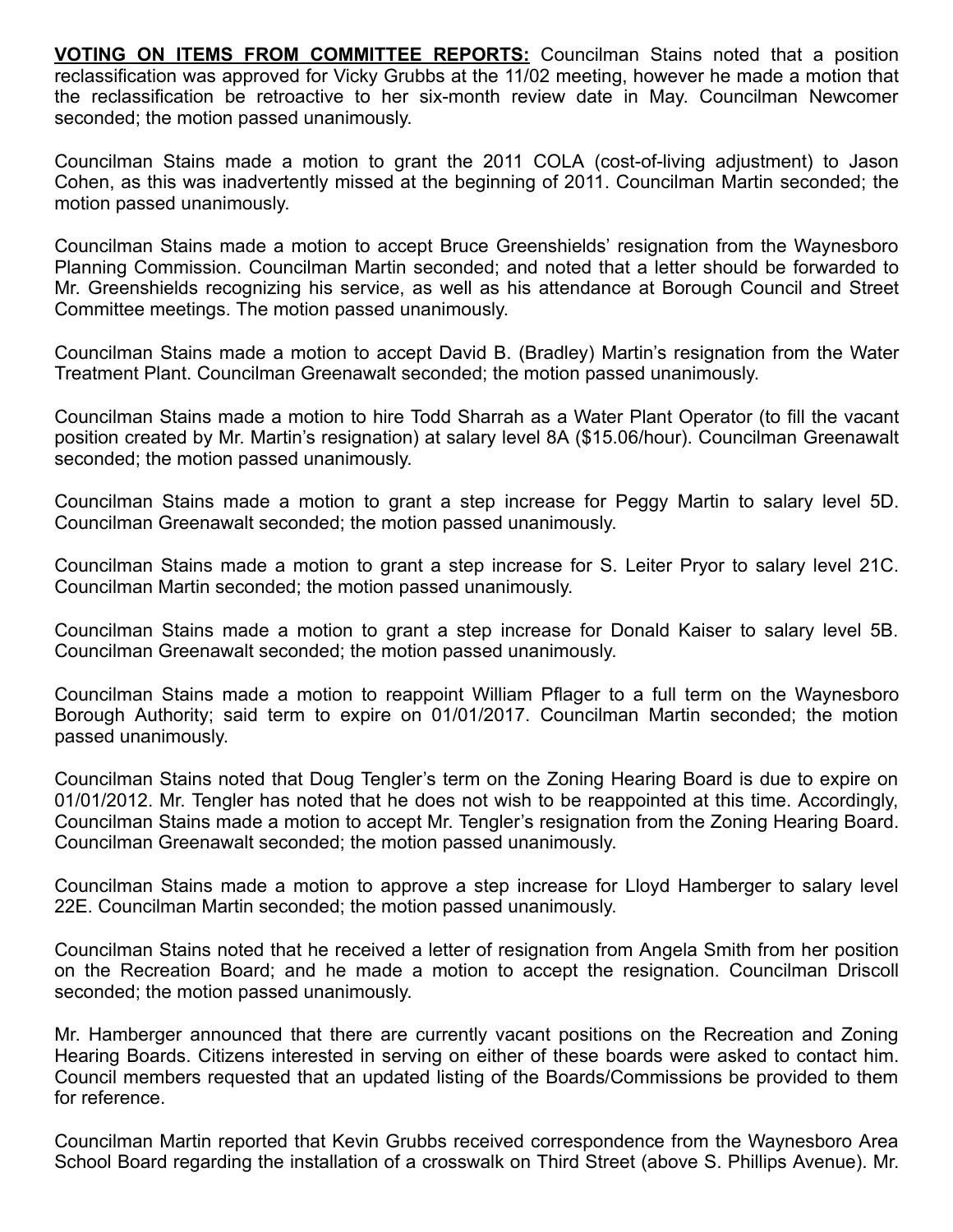**VOTING ON ITEMS FROM COMMITTEE REPORTS:** Councilman Stains noted that a position reclassification was approved for Vicky Grubbs at the 11/02 meeting, however he made a motion that the reclassification be retroactive to her six-month review date in May. Councilman Newcomer seconded; the motion passed unanimously.

Councilman Stains made a motion to grant the 2011 COLA (cost-of-living adjustment) to Jason Cohen, as this was inadvertently missed at the beginning of 2011. Councilman Martin seconded; the motion passed unanimously.

Councilman Stains made a motion to accept Bruce Greenshields' resignation from the Waynesboro Planning Commission. Councilman Martin seconded; and noted that a letter should be forwarded to Mr. Greenshields recognizing his service, as well as his attendance at Borough Council and Street Committee meetings. The motion passed unanimously.

Councilman Stains made a motion to accept David B. (Bradley) Martin's resignation from the Water Treatment Plant. Councilman Greenawalt seconded; the motion passed unanimously.

Councilman Stains made a motion to hire Todd Sharrah as a Water Plant Operator (to fill the vacant position created by Mr. Martin's resignation) at salary level 8A ($15.06/hour). Councilman Greenawalt seconded; the motion passed unanimously.

Councilman Stains made a motion to grant a step increase for Peggy Martin to salary level 5D. Councilman Greenawalt seconded; the motion passed unanimously.

Councilman Stains made a motion to grant a step increase for S. Leiter Pryor to salary level 21C. Councilman Martin seconded; the motion passed unanimously.

Councilman Stains made a motion to grant a step increase for Donald Kaiser to salary level 5B. Councilman Greenawalt seconded; the motion passed unanimously.

Councilman Stains made a motion to reappoint William Pflager to a full term on the Waynesboro Borough Authority; said term to expire on 01/01/2017. Councilman Martin seconded; the motion passed unanimously.

Councilman Stains noted that Doug Tengler's term on the Zoning Hearing Board is due to expire on 01/01/2012. Mr. Tengler has noted that he does not wish to be reappointed at this time. Accordingly, Councilman Stains made a motion to accept Mr. Tengler's resignation from the Zoning Hearing Board. Councilman Greenawalt seconded; the motion passed unanimously.

Councilman Stains made a motion to approve a step increase for Lloyd Hamberger to salary level 22E. Councilman Martin seconded; the motion passed unanimously.

Councilman Stains noted that he received a letter of resignation from Angela Smith from her position on the Recreation Board; and he made a motion to accept the resignation. Councilman Driscoll seconded; the motion passed unanimously.

Mr. Hamberger announced that there are currently vacant positions on the Recreation and Zoning Hearing Boards. Citizens interested in serving on either of these boards were asked to contact him. Council members requested that an updated listing of the Boards/Commissions be provided to them for reference.

Councilman Martin reported that Kevin Grubbs received correspondence from the Waynesboro Area School Board regarding the installation of a crosswalk on Third Street (above S. Phillips Avenue). Mr.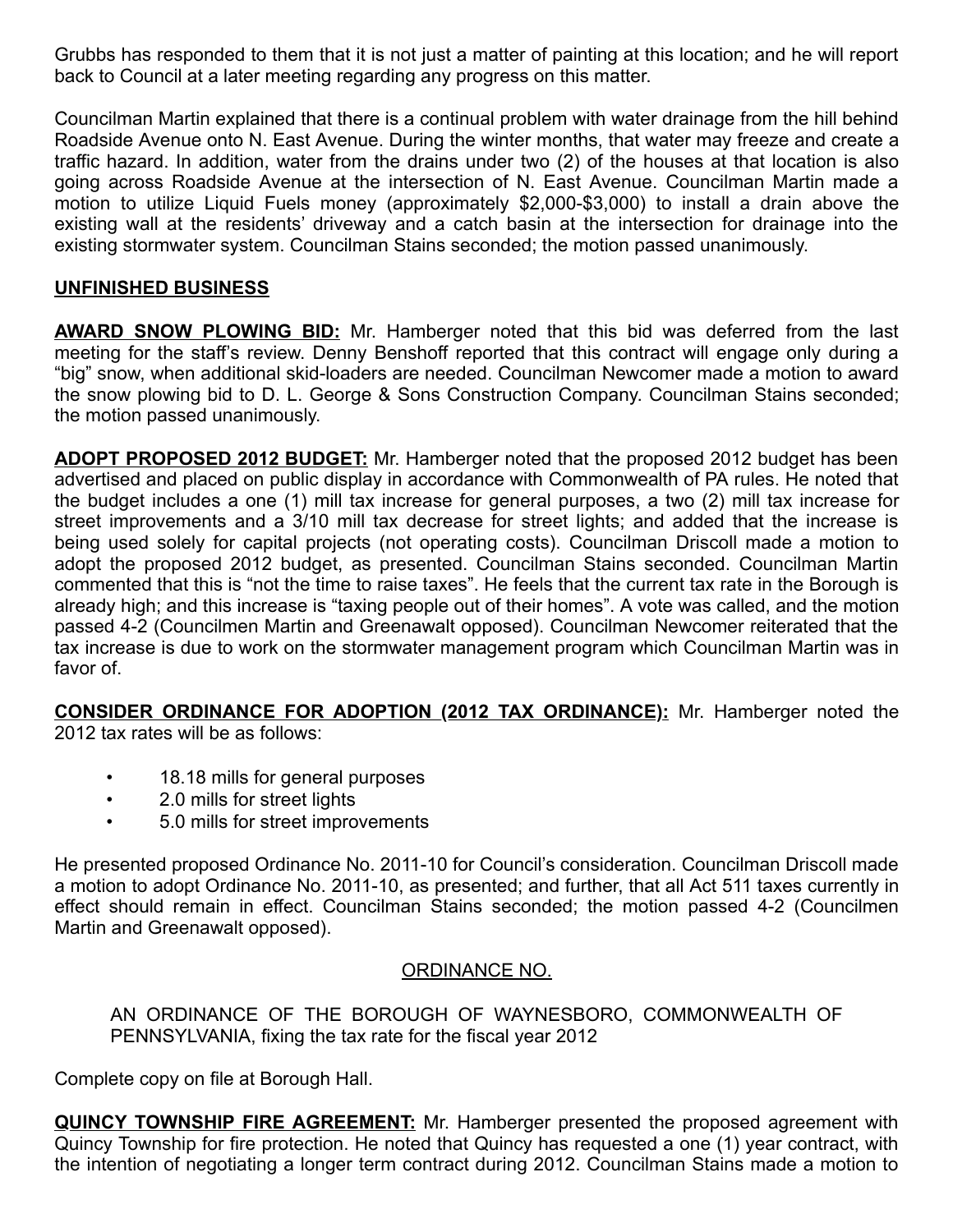Grubbs has responded to them that it is not just a matter of painting at this location; and he will report back to Council at a later meeting regarding any progress on this matter.

Councilman Martin explained that there is a continual problem with water drainage from the hill behind Roadside Avenue onto N. East Avenue. During the winter months, that water may freeze and create a traffic hazard. In addition, water from the drains under two (2) of the houses at that location is also going across Roadside Avenue at the intersection of N. East Avenue. Councilman Martin made a motion to utilize Liquid Fuels money (approximately $2,000-$3,000) to install a drain above the existing wall at the residents' driveway and a catch basin at the intersection for drainage into the existing stormwater system. Councilman Stains seconded; the motion passed unanimously.

## UNFINISHED BUSINESS

**AWARD SNOW PLOWING BID:** Mr. Hamberger noted that this bid was deferred from the last meeting for the staff's review. Denny Benshoff reported that this contract will engage only during a "big" snow, when additional skid-loaders are needed. Councilman Newcomer made a motion to award the snow plowing bid to D. L. George & Sons Construction Company. Councilman Stains seconded; the motion passed unanimously.

**ADOPT PROPOSED 2012 BUDGET:** Mr. Hamberger noted that the proposed 2012 budget has been advertised and placed on public display in accordance with Commonwealth of PA rules. He noted that the budget includes a one (1) mill tax increase for general purposes, a two (2) mill tax increase for street improvements and a 3/10 mill tax decrease for street lights; and added that the increase is being used solely for capital projects (not operating costs). Councilman Driscoll made a motion to adopt the proposed 2012 budget, as presented. Councilman Stains seconded. Councilman Martin commented that this is "not the time to raise taxes". He feels that the current tax rate in the Borough is already high; and this increase is "taxing people out of their homes". A vote was called, and the motion passed 4-2 (Councilmen Martin and Greenawalt opposed). Councilman Newcomer reiterated that the tax increase is due to work on the stormwater management program which Councilman Martin was in favor of.

**CONSIDER ORDINANCE FOR ADOPTION (2012 TAX ORDINANCE):** Mr. Hamberger noted the 2012 tax rates will be as follows:

- 18.18 mills for general purposes
- 2.0 mills for street lights
- 5.0 mills for street improvements

He presented proposed Ordinance No. 2011-10 for Council's consideration. Councilman Driscoll made a motion to adopt Ordinance No. 2011-10, as presented; and further, that all Act 511 taxes currently in effect should remain in effect. Councilman Stains seconded; the motion passed 4-2 (Councilmen Martin and Greenawalt opposed).

ORDINANCE NO.

AN ORDINANCE OF THE BOROUGH OF WAYNESBORO, COMMONWEALTH OF PENNSYLVANIA, fixing the tax rate for the fiscal year 2012

Complete copy on file at Borough Hall.

**QUINCY TOWNSHIP FIRE AGREEMENT:** Mr. Hamberger presented the proposed agreement with Quincy Township for fire protection. He noted that Quincy has requested a one (1) year contract, with the intention of negotiating a longer term contract during 2012. Councilman Stains made a motion to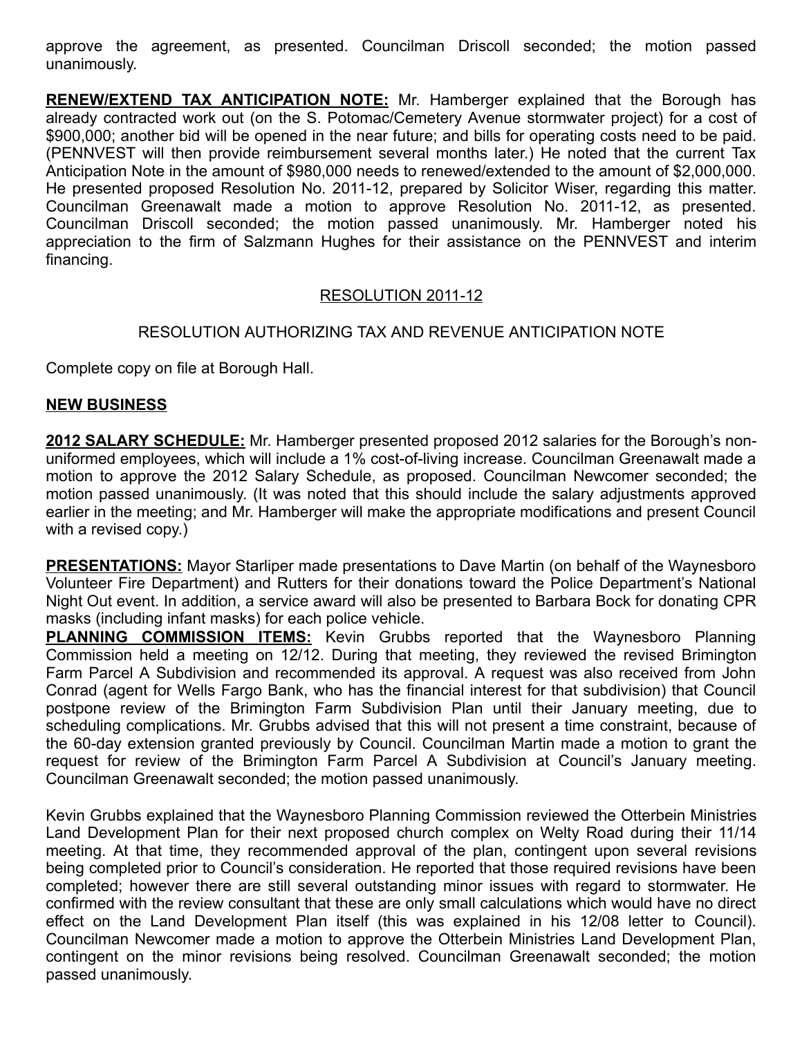approve the agreement, as presented. Councilman Driscoll seconded; the motion passed unanimously.

**RENEW/EXTEND TAX ANTICIPATION NOTE:** Mr. Hamberger explained that the Borough has already contracted work out (on the S. Potomac/Cemetery Avenue stormwater project) for a cost of $900,000; another bid will be opened in the near future; and bills for operating costs need to be paid. (PENNVEST will then provide reimbursement several months later.) He noted that the current Tax Anticipation Note in the amount of $980,000 needs to renewed/extended to the amount of $2,000,000. He presented proposed Resolution No. 2011-12, prepared by Solicitor Wiser, regarding this matter. Councilman Greenawalt made a motion to approve Resolution No. 2011-12, as presented. Councilman Driscoll seconded; the motion passed unanimously. Mr. Hamberger noted his appreciation to the firm of Salzmann Hughes for their assistance on the PENNVEST and interim financing.

RESOLUTION 2011-12

RESOLUTION AUTHORIZING TAX AND REVENUE ANTICIPATION NOTE

Complete copy on file at Borough Hall.

**NEW BUSINESS**

**2012 SALARY SCHEDULE:** Mr. Hamberger presented proposed 2012 salaries for the Borough's non-uniformed employees, which will include a 1% cost-of-living increase. Councilman Greenawalt made a motion to approve the 2012 Salary Schedule, as proposed. Councilman Newcomer seconded; the motion passed unanimously. (It was noted that this should include the salary adjustments approved earlier in the meeting; and Mr. Hamberger will make the appropriate modifications and present Council with a revised copy.)

**PRESENTATIONS:** Mayor Starliper made presentations to Dave Martin (on behalf of the Waynesboro Volunteer Fire Department) and Rutters for their donations toward the Police Department's National Night Out event. In addition, a service award will also be presented to Barbara Bock for donating CPR masks (including infant masks) for each police vehicle.

**PLANNING COMMISSION ITEMS:** Kevin Grubbs reported that the Waynesboro Planning Commission held a meeting on 12/12. During that meeting, they reviewed the revised Brimington Farm Parcel A Subdivision and recommended its approval. A request was also received from John Conrad (agent for Wells Fargo Bank, who has the financial interest for that subdivision) that Council postpone review of the Brimington Farm Subdivision Plan until their January meeting, due to scheduling complications. Mr. Grubbs advised that this will not present a time constraint, because of the 60-day extension granted previously by Council. Councilman Martin made a motion to grant the request for review of the Brimington Farm Parcel A Subdivision at Council's January meeting. Councilman Greenawalt seconded; the motion passed unanimously.

Kevin Grubbs explained that the Waynesboro Planning Commission reviewed the Otterbein Ministries Land Development Plan for their next proposed church complex on Welty Road during their 11/14 meeting. At that time, they recommended approval of the plan, contingent upon several revisions being completed prior to Council's consideration. He reported that those required revisions have been completed; however there are still several outstanding minor issues with regard to stormwater. He confirmed with the review consultant that these are only small calculations which would have no direct effect on the Land Development Plan itself (this was explained in his 12/08 letter to Council). Councilman Newcomer made a motion to approve the Otterbein Ministries Land Development Plan, contingent on the minor revisions being resolved. Councilman Greenawalt seconded; the motion passed unanimously.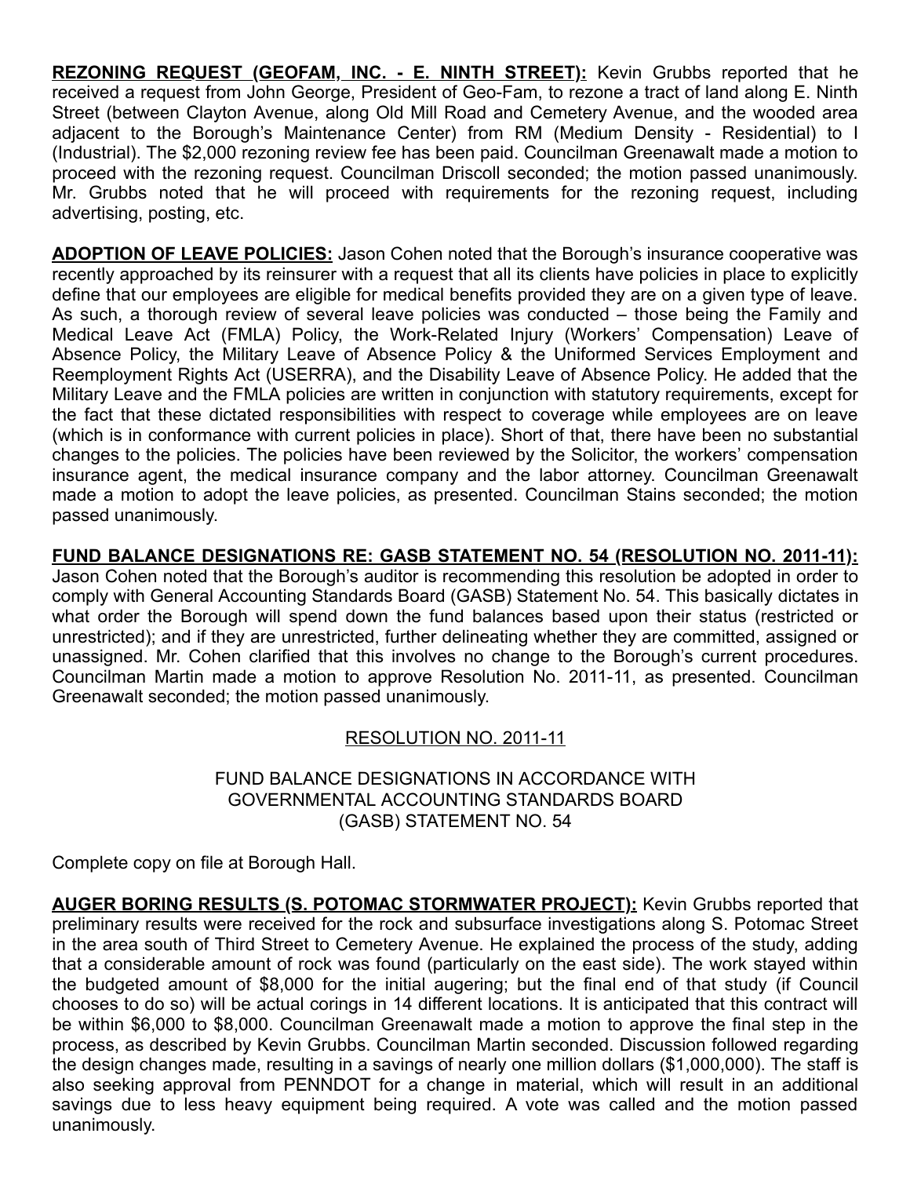**REZONING REQUEST (GEOFAM, INC. - E. NINTH STREET):** Kevin Grubbs reported that he received a request from John George, President of Geo-Fam, to rezone a tract of land along E. Ninth Street (between Clayton Avenue, along Old Mill Road and Cemetery Avenue, and the wooded area adjacent to the Borough's Maintenance Center) from RM (Medium Density - Residential) to I (Industrial). The $2,000 rezoning review fee has been paid. Councilman Greenawalt made a motion to proceed with the rezoning request. Councilman Driscoll seconded; the motion passed unanimously. Mr. Grubbs noted that he will proceed with requirements for the rezoning request, including advertising, posting, etc.

**ADOPTION OF LEAVE POLICIES:** Jason Cohen noted that the Borough's insurance cooperative was recently approached by its reinsurer with a request that all its clients have policies in place to explicitly define that our employees are eligible for medical benefits provided they are on a given type of leave. As such, a thorough review of several leave policies was conducted – those being the Family and Medical Leave Act (FMLA) Policy, the Work-Related Injury (Workers' Compensation) Leave of Absence Policy, the Military Leave of Absence Policy & the Uniformed Services Employment and Reemployment Rights Act (USERRA), and the Disability Leave of Absence Policy. He added that the Military Leave and the FMLA policies are written in conjunction with statutory requirements, except for the fact that these dictated responsibilities with respect to coverage while employees are on leave (which is in conformance with current policies in place). Short of that, there have been no substantial changes to the policies. The policies have been reviewed by the Solicitor, the workers' compensation insurance agent, the medical insurance company and the labor attorney. Councilman Greenawalt made a motion to adopt the leave policies, as presented. Councilman Stains seconded; the motion passed unanimously.

**FUND BALANCE DESIGNATIONS RE: GASB STATEMENT NO. 54 (RESOLUTION NO. 2011-11):** Jason Cohen noted that the Borough's auditor is recommending this resolution be adopted in order to comply with General Accounting Standards Board (GASB) Statement No. 54. This basically dictates in what order the Borough will spend down the fund balances based upon their status (restricted or unrestricted); and if they are unrestricted, further delineating whether they are committed, assigned or unassigned. Mr. Cohen clarified that this involves no change to the Borough's current procedures. Councilman Martin made a motion to approve Resolution No. 2011-11, as presented. Councilman Greenawalt seconded; the motion passed unanimously.

RESOLUTION NO. 2011-11

FUND BALANCE DESIGNATIONS IN ACCORDANCE WITH
GOVERNMENTAL ACCOUNTING STANDARDS BOARD
(GASB) STATEMENT NO. 54

Complete copy on file at Borough Hall.

**AUGER BORING RESULTS (S. POTOMAC STORMWATER PROJECT):** Kevin Grubbs reported that preliminary results were received for the rock and subsurface investigations along S. Potomac Street in the area south of Third Street to Cemetery Avenue. He explained the process of the study, adding that a considerable amount of rock was found (particularly on the east side). The work stayed within the budgeted amount of $8,000 for the initial augering; but the final end of that study (if Council chooses to do so) will be actual corings in 14 different locations. It is anticipated that this contract will be within $6,000 to $8,000. Councilman Greenawalt made a motion to approve the final step in the process, as described by Kevin Grubbs. Councilman Martin seconded. Discussion followed regarding the design changes made, resulting in a savings of nearly one million dollars ($1,000,000). The staff is also seeking approval from PENNDOT for a change in material, which will result in an additional savings due to less heavy equipment being required. A vote was called and the motion passed unanimously.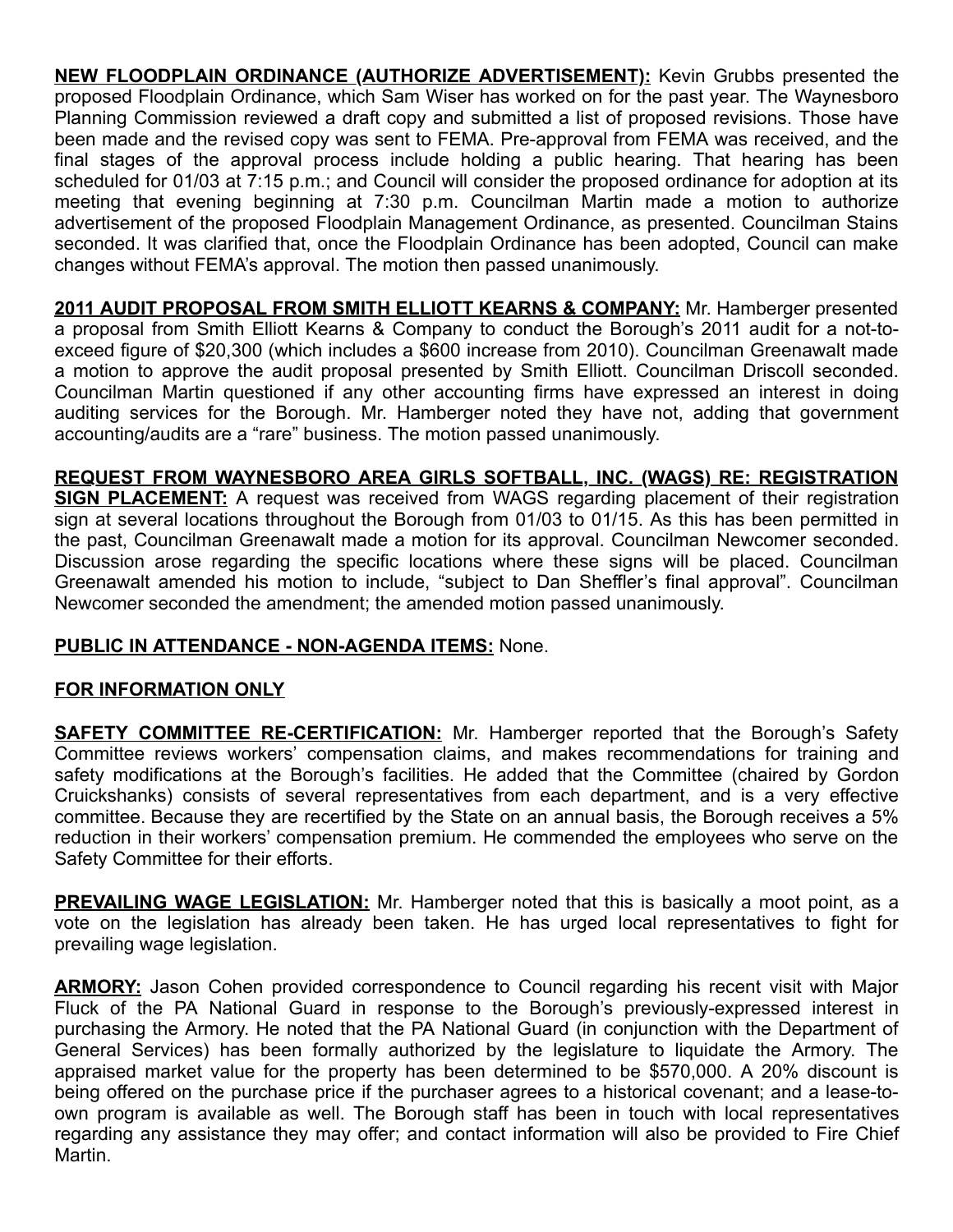**NEW FLOODPLAIN ORDINANCE (AUTHORIZE ADVERTISEMENT):** Kevin Grubbs presented the proposed Floodplain Ordinance, which Sam Wiser has worked on for the past year. The Waynesboro Planning Commission reviewed a draft copy and submitted a list of proposed revisions. Those have been made and the revised copy was sent to FEMA. Pre-approval from FEMA was received, and the final stages of the approval process include holding a public hearing. That hearing has been scheduled for 01/03 at 7:15 p.m.; and Council will consider the proposed ordinance for adoption at its meeting that evening beginning at 7:30 p.m. Councilman Martin made a motion to authorize advertisement of the proposed Floodplain Management Ordinance, as presented. Councilman Stains seconded. It was clarified that, once the Floodplain Ordinance has been adopted, Council can make changes without FEMA's approval. The motion then passed unanimously.

**2011 AUDIT PROPOSAL FROM SMITH ELLIOTT KEARNS & COMPANY:** Mr. Hamberger presented a proposal from Smith Elliott Kearns & Company to conduct the Borough's 2011 audit for a not-to-exceed figure of $20,300 (which includes a $600 increase from 2010). Councilman Greenawalt made a motion to approve the audit proposal presented by Smith Elliott. Councilman Driscoll seconded. Councilman Martin questioned if any other accounting firms have expressed an interest in doing auditing services for the Borough. Mr. Hamberger noted they have not, adding that government accounting/audits are a "rare" business. The motion passed unanimously.

**REQUEST FROM WAYNESBORO AREA GIRLS SOFTBALL, INC. (WAGS) RE: REGISTRATION SIGN PLACEMENT:** A request was received from WAGS regarding placement of their registration sign at several locations throughout the Borough from 01/03 to 01/15. As this has been permitted in the past, Councilman Greenawalt made a motion for its approval. Councilman Newcomer seconded. Discussion arose regarding the specific locations where these signs will be placed. Councilman Greenawalt amended his motion to include, "subject to Dan Sheffler's final approval". Councilman Newcomer seconded the amendment; the amended motion passed unanimously.

**PUBLIC IN ATTENDANCE - NON-AGENDA ITEMS:** None.

**FOR INFORMATION ONLY**

**SAFETY COMMITTEE RE-CERTIFICATION:** Mr. Hamberger reported that the Borough's Safety Committee reviews workers' compensation claims, and makes recommendations for training and safety modifications at the Borough's facilities. He added that the Committee (chaired by Gordon Cruickshanks) consists of several representatives from each department, and is a very effective committee. Because they are recertified by the State on an annual basis, the Borough receives a 5% reduction in their workers' compensation premium. He commended the employees who serve on the Safety Committee for their efforts.

**PREVAILING WAGE LEGISLATION:** Mr. Hamberger noted that this is basically a moot point, as a vote on the legislation has already been taken. He has urged local representatives to fight for prevailing wage legislation.

**ARMORY:** Jason Cohen provided correspondence to Council regarding his recent visit with Major Fluck of the PA National Guard in response to the Borough's previously-expressed interest in purchasing the Armory. He noted that the PA National Guard (in conjunction with the Department of General Services) has been formally authorized by the legislature to liquidate the Armory. The appraised market value for the property has been determined to be $570,000. A 20% discount is being offered on the purchase price if the purchaser agrees to a historical covenant; and a lease-to-own program is available as well. The Borough staff has been in touch with local representatives regarding any assistance they may offer; and contact information will also be provided to Fire Chief Martin.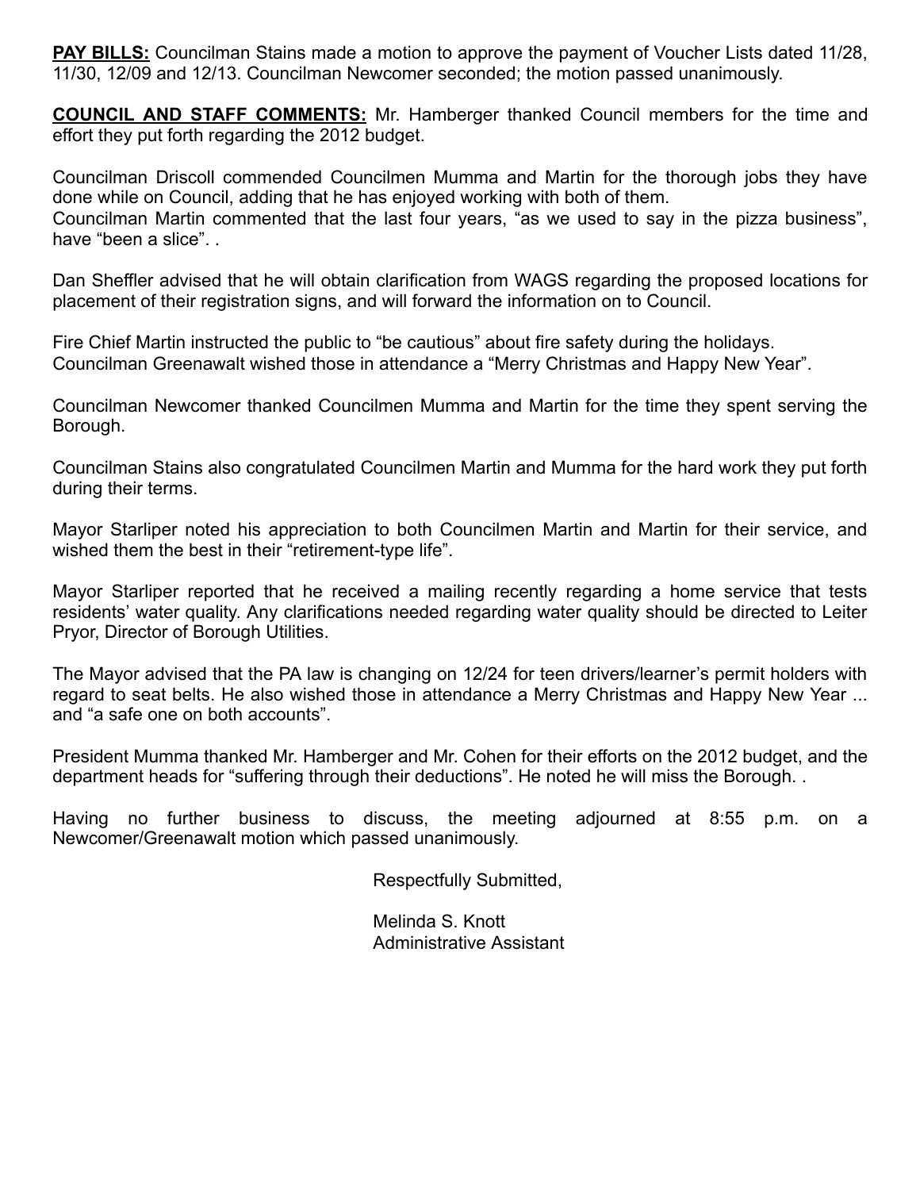**PAY BILLS:** Councilman Stains made a motion to approve the payment of Voucher Lists dated 11/28, 11/30, 12/09 and 12/13. Councilman Newcomer seconded; the motion passed unanimously.

**COUNCIL AND STAFF COMMENTS:** Mr. Hamberger thanked Council members for the time and effort they put forth regarding the 2012 budget.

Councilman Driscoll commended Councilmen Mumma and Martin for the thorough jobs they have done while on Council, adding that he has enjoyed working with both of them.
Councilman Martin commented that the last four years, "as we used to say in the pizza business", have "been a slice". .

Dan Sheffler advised that he will obtain clarification from WAGS regarding the proposed locations for placement of their registration signs, and will forward the information on to Council.

Fire Chief Martin instructed the public to "be cautious" about fire safety during the holidays.
Councilman Greenawalt wished those in attendance a "Merry Christmas and Happy New Year".

Councilman Newcomer thanked Councilmen Mumma and Martin for the time they spent serving the Borough.

Councilman Stains also congratulated Councilmen Martin and Mumma for the hard work they put forth during their terms.

Mayor Starliper noted his appreciation to both Councilmen Martin and Martin for their service, and wished them the best in their "retirement-type life".

Mayor Starliper reported that he received a mailing recently regarding a home service that tests residents' water quality. Any clarifications needed regarding water quality should be directed to Leiter Pryor, Director of Borough Utilities.

The Mayor advised that the PA law is changing on 12/24 for teen drivers/learner's permit holders with regard to seat belts. He also wished those in attendance a Merry Christmas and Happy New Year ... and "a safe one on both accounts".

President Mumma thanked Mr. Hamberger and Mr. Cohen for their efforts on the 2012 budget, and the department heads for "suffering through their deductions". He noted he will miss the Borough. .

Having no further business to discuss, the meeting adjourned at 8:55 p.m. on a Newcomer/Greenawalt motion which passed unanimously.

Respectfully Submitted,

Melinda S. Knott
Administrative Assistant